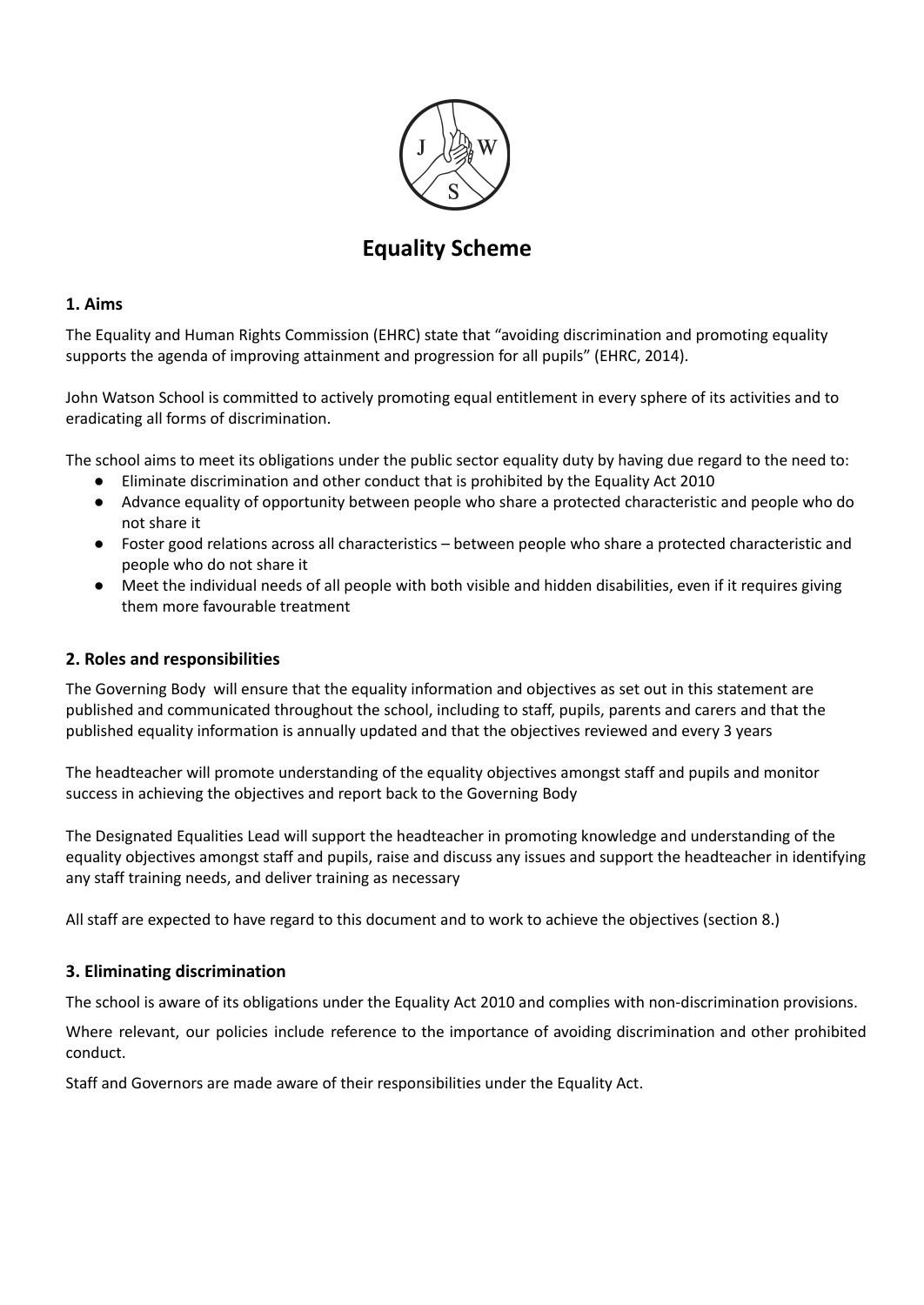# Equality Scheme

## 1. Aims

The Equality and Human Rights Commission (EHRC) state that "avoiding discrimination and promoting equality supports the agenda of improving attainment and progression for all pupils" (EHRC, 2014).

John Watson School is committed to actively promoting equal entitlement in every sphere of its activities and to eradicating all forms of discrimination.

The school aims to meet its obligations under the public sector equality duty by having due regard to the need to:

- Eliminate discrimination and other conduct that is prohibited by the Equality Act 2010
- Advance equality of opportunity between people who share a protected characteristic and people who do not share it
- Foster good relations across all characteristics – between people who share a protected characteristic and people who do not share it
- Meet the individual needs of all people with both visible and hidden disabilities, even if it requires giving them more favourable treatment

## 2. Roles and responsibilities

The Governing Body will ensure that the equality information and objectives as set out in this statement are published and communicated throughout the school, including to staff, pupils, parents and carers and that the published equality information is annually updated and that the objectives reviewed and every 3 years

The headteacher will promote understanding of the equality objectives amongst staff and pupils and monitor success in achieving the objectives and report back to the Governing Body

The Designated Equalities Lead will support the headteacher in promoting knowledge and understanding of the equality objectives amongst staff and pupils, raise and discuss any issues and support the headteacher in identifying any staff training needs, and deliver training as necessary

All staff are expected to have regard to this document and to work to achieve the objectives (section 8.)

## 3. Eliminating discrimination

The school is aware of its obligations under the Equality Act 2010 and complies with non-discrimination provisions.

Where relevant, our policies include reference to the importance of avoiding discrimination and other prohibited conduct.

Staff and Governors are made aware of their responsibilities under the Equality Act.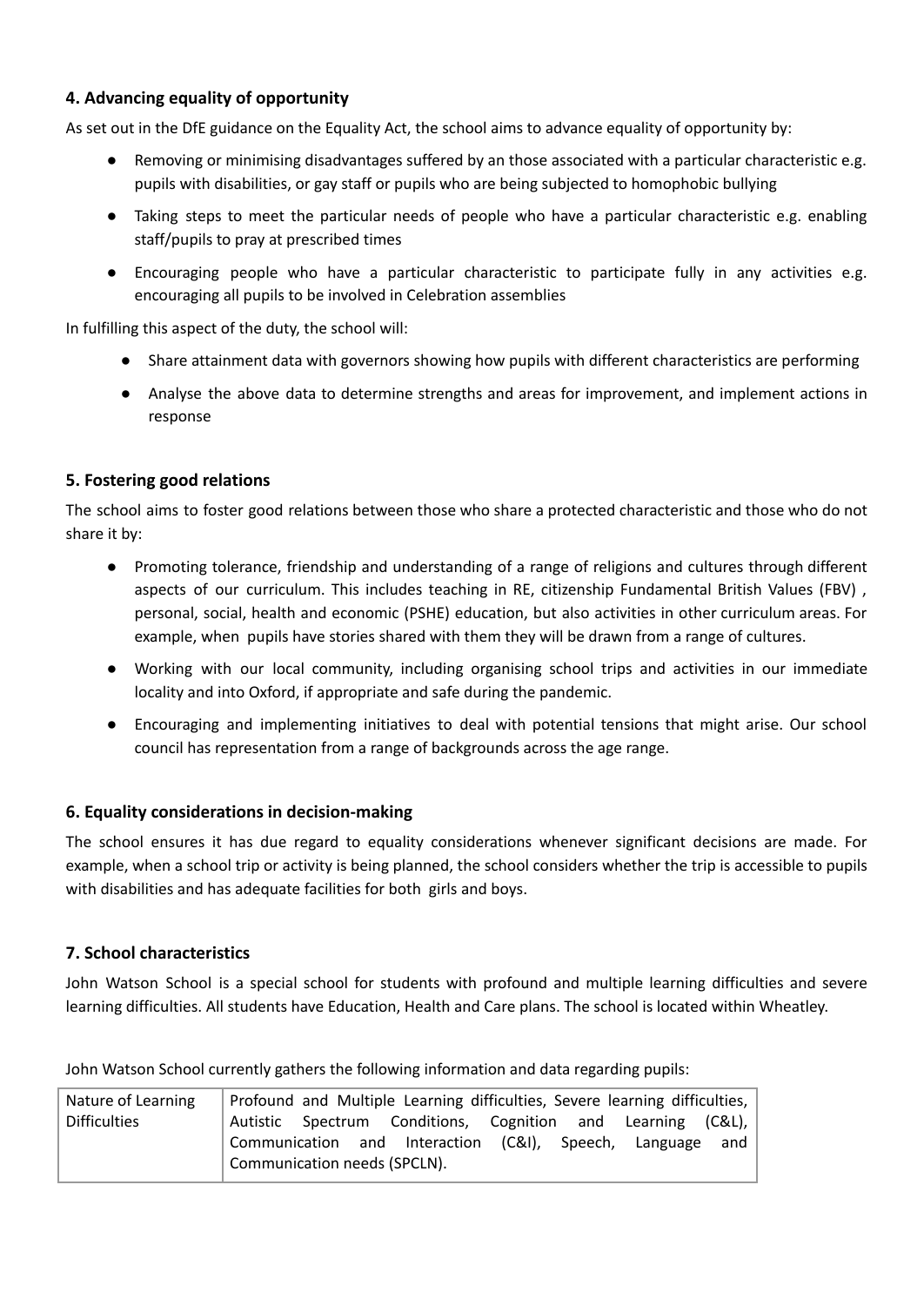## 4. Advancing equality of opportunity

As set out in the DfE guidance on the Equality Act, the school aims to advance equality of opportunity by:

- Removing or minimising disadvantages suffered by an those associated with a particular characteristic e.g. pupils with disabilities, or gay staff or pupils who are being subjected to homophobic bullying
- Taking steps to meet the particular needs of people who have a particular characteristic e.g. enabling staff/pupils to pray at prescribed times
- Encouraging people who have a particular characteristic to participate fully in any activities e.g. encouraging all pupils to be involved in Celebration assemblies

In fulfilling this aspect of the duty, the school will:

- Share attainment data with governors showing how pupils with different characteristics are performing
- Analyse the above data to determine strengths and areas for improvement, and implement actions in response

## 5. Fostering good relations

The school aims to foster good relations between those who share a protected characteristic and those who do not share it by:

- Promoting tolerance, friendship and understanding of a range of religions and cultures through different aspects of our curriculum. This includes teaching in RE, citizenship Fundamental British Values (FBV) , personal, social, health and economic (PSHE) education, but also activities in other curriculum areas. For example, when pupils have stories shared with them they will be drawn from a range of cultures.
- Working with our local community, including organising school trips and activities in our immediate locality and into Oxford, if appropriate and safe during the pandemic.
- Encouraging and implementing initiatives to deal with potential tensions that might arise. Our school council has representation from a range of backgrounds across the age range.

## 6. Equality considerations in decision-making

The school ensures it has due regard to equality considerations whenever significant decisions are made. For example, when a school trip or activity is being planned, the school considers whether the trip is accessible to pupils with disabilities and has adequate facilities for both girls and boys.

## 7. School characteristics

John Watson School is a special school for students with profound and multiple learning difficulties and severe learning difficulties. All students have Education, Health and Care plans. The school is located within Wheatley.

John Watson School currently gathers the following information and data regarding pupils:

| Nature of Learning Difficulties | Profound and Multiple Learning difficulties, Severe learning difficulties, Autistic Spectrum Conditions, Cognition and Learning (C&L), Communication and Interaction (C&I), Speech, Language and Communication needs (SPCLN). |
|---|---|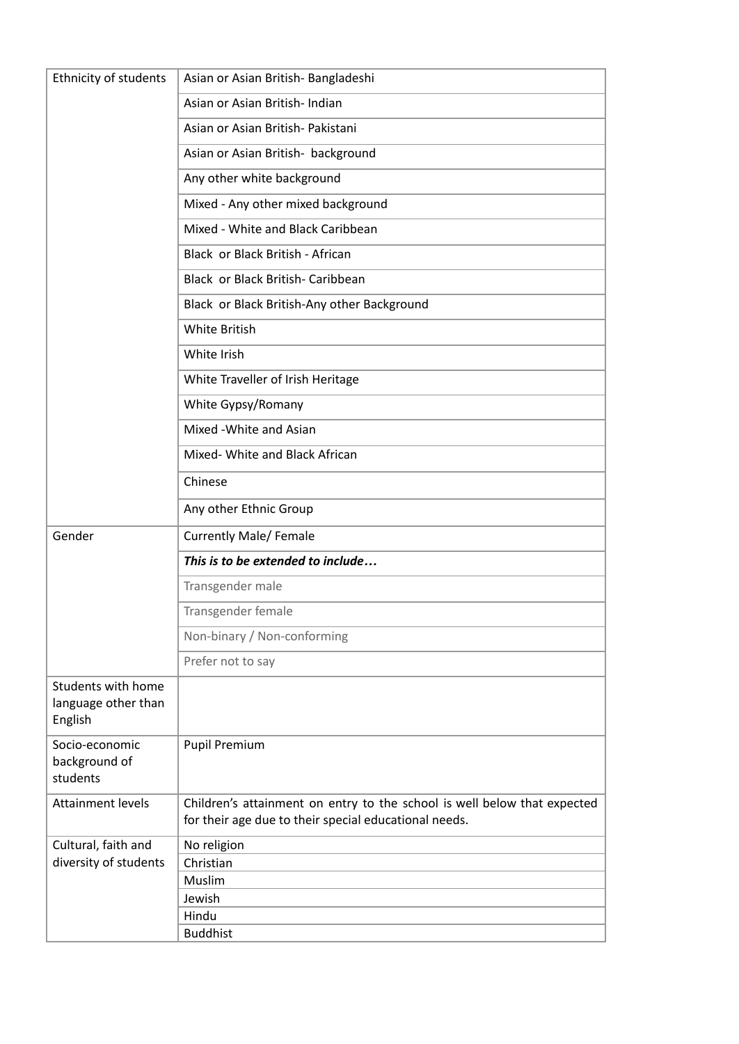| Ethnicity of students | Asian or Asian British- Bangladeshi |
|---|---|
| | Asian or Asian British- Indian |
| | Asian or Asian British- Pakistani |
| | Asian or Asian British- background |
| | Any other white background |
| | Mixed - Any other mixed background |
| | Mixed - White and Black Caribbean |
| | Black or Black British - African |
| | Black or Black British- Caribbean |
| | Black or Black British-Any other Background |
| | White British |
| | White Irish |
| | White Traveller of Irish Heritage |
| | White Gypsy/Romany |
| | Mixed -White and Asian |
| | Mixed- White and Black African |
| | Chinese |
| | Any other Ethnic Group |
| Gender | Currently Male/ Female |
| | ***This is to be extended to include…*** |
| | Transgender male |
| | Transgender female |
| | Non-binary / Non-conforming |
| | Prefer not to say |
| Students with home language other than English | |
| Socio-economic background of students | Pupil Premium |
| Attainment levels | Children's attainment on entry to the school is well below that expected for their age due to their special educational needs. |
| Cultural, faith and diversity of students | No religion |
| | Christian |
| | Muslim |
| | Jewish |
| | Hindu |
| | Buddhist |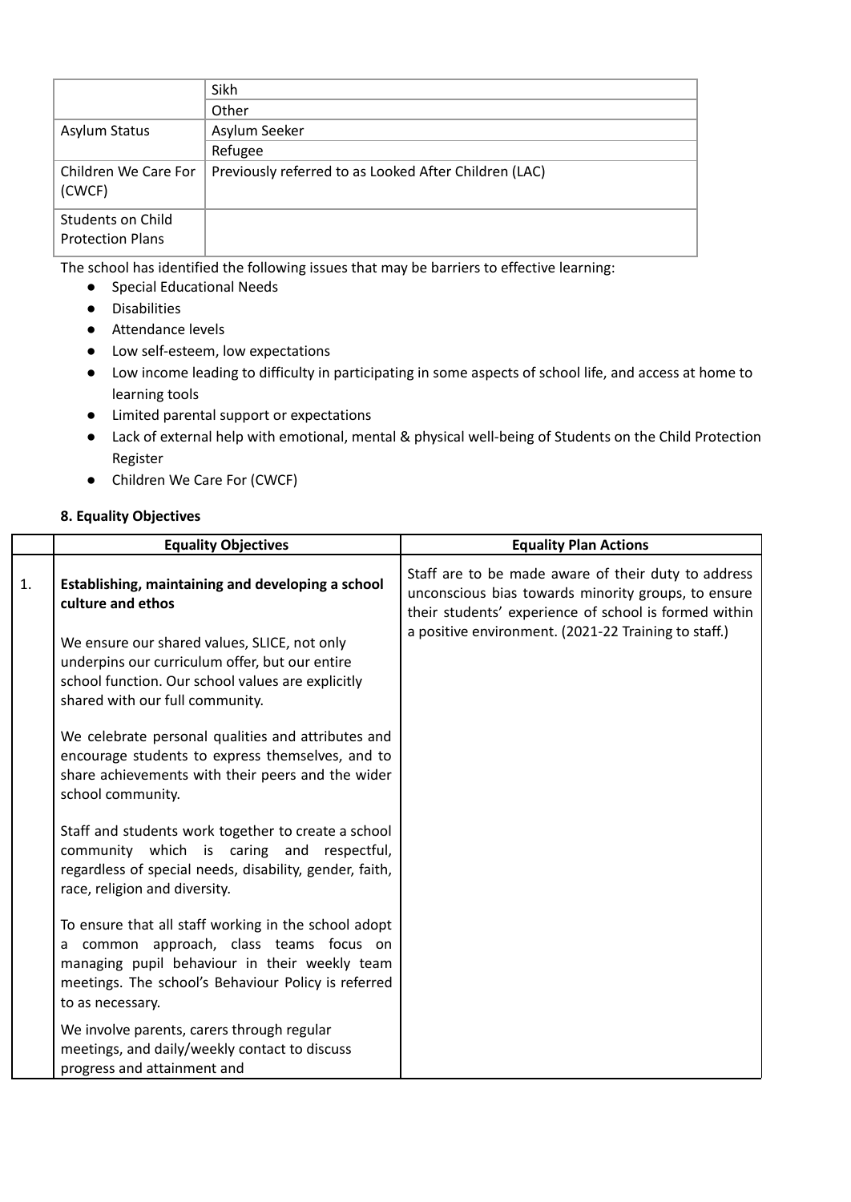| | |
|---|---|
| | Sikh |
| | Other |
| Asylum Status | Asylum Seeker |
| | Refugee |
| Children We Care For (CWCF) | Previously referred to as Looked After Children (LAC) |
| Students on Child Protection Plans | |

The school has identified the following issues that may be barriers to effective learning:

- Special Educational Needs
- Disabilities
- Attendance levels
- Low self-esteem, low expectations
- Low income leading to difficulty in participating in some aspects of school life, and access at home to learning tools
- Limited parental support or expectations
- Lack of external help with emotional, mental & physical well-being of Students on the Child Protection Register
- Children We Care For (CWCF)

**8. Equality Objectives**

| | Equality Objectives | Equality Plan Actions |
|---|---|---|
| 1. | **Establishing, maintaining and developing a school culture and ethos**<br><br>We ensure our shared values, SLICE, not only underpins our curriculum offer, but our entire school function. Our school values are explicitly shared with our full community.<br><br>We celebrate personal qualities and attributes and encourage students to express themselves, and to share achievements with their peers and the wider school community.<br><br>Staff and students work together to create a school community which is caring and respectful, regardless of special needs, disability, gender, faith, race, religion and diversity.<br><br>To ensure that all staff working in the school adopt a common approach, class teams focus on managing pupil behaviour in their weekly team meetings. The school's Behaviour Policy is referred to as necessary.<br><br>We involve parents, carers through regular meetings, and daily/weekly contact to discuss progress and attainment and | Staff are to be made aware of their duty to address unconscious bias towards minority groups, to ensure their students' experience of school is formed within a positive environment. (2021-22 Training to staff.) |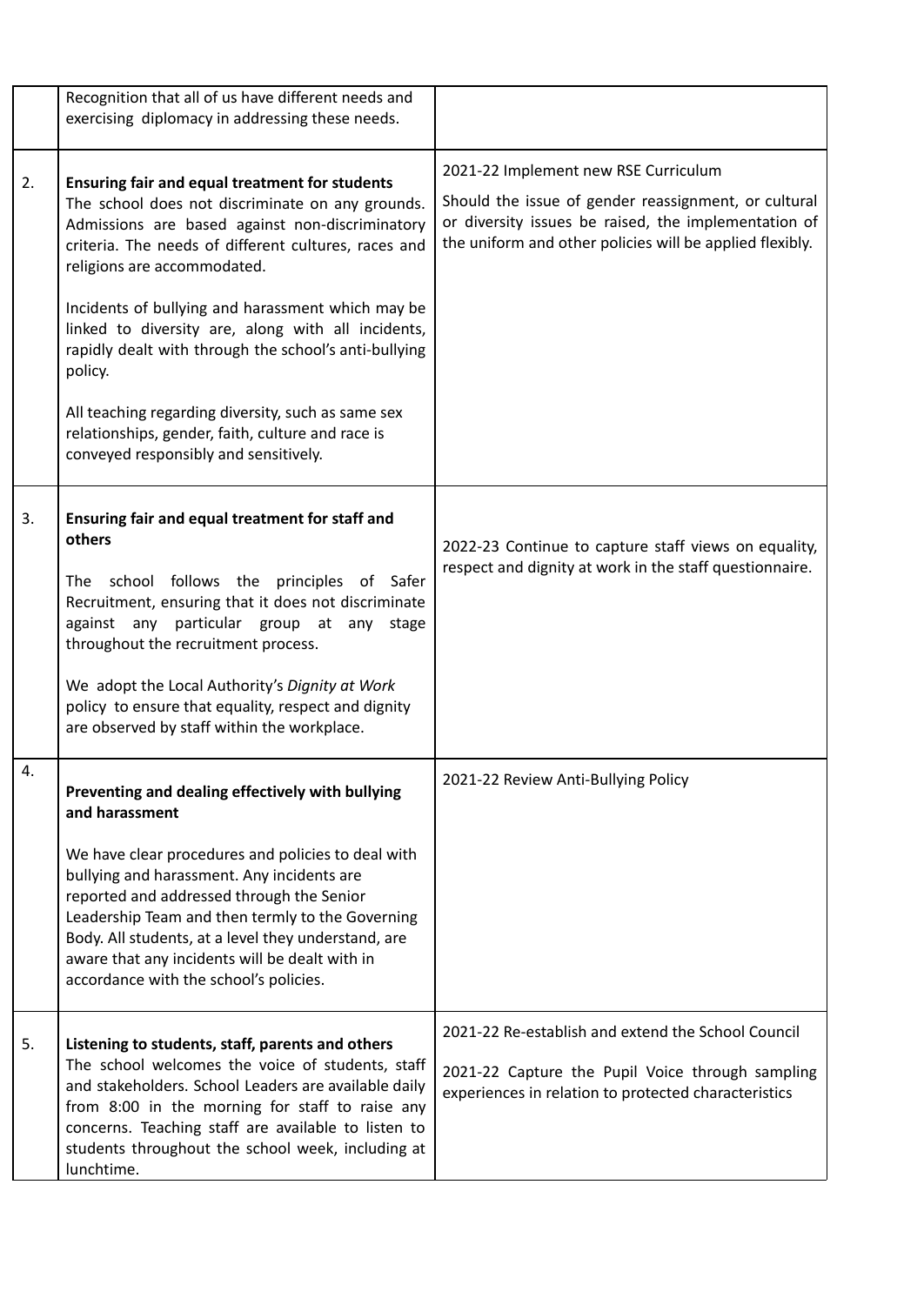| | | |
|---|---|---|
| | Recognition that all of us have different needs and exercising diplomacy in addressing these needs. | |
| 2. | **Ensuring fair and equal treatment for students**<br>The school does not discriminate on any grounds. Admissions are based against non-discriminatory criteria. The needs of different cultures, races and religions are accommodated.<br><br>Incidents of bullying and harassment which may be linked to diversity are, along with all incidents, rapidly dealt with through the school's anti-bullying policy.<br><br>All teaching regarding diversity, such as same sex relationships, gender, faith, culture and race is conveyed responsibly and sensitively. | 2021-22 Implement new RSE Curriculum<br><br>Should the issue of gender reassignment, or cultural or diversity issues be raised, the implementation of the uniform and other policies will be applied flexibly. |
| 3. | **Ensuring fair and equal treatment for staff and others**<br><br>The school follows the principles of Safer Recruitment, ensuring that it does not discriminate against any particular group at any stage throughout the recruitment process.<br><br>We adopt the Local Authority's *Dignity at Work* policy to ensure that equality, respect and dignity are observed by staff within the workplace. | 2022-23 Continue to capture staff views on equality, respect and dignity at work in the staff questionnaire. |
| 4. | **Preventing and dealing effectively with bullying and harassment**<br><br>We have clear procedures and policies to deal with bullying and harassment. Any incidents are reported and addressed through the Senior Leadership Team and then termly to the Governing Body. All students, at a level they understand, are aware that any incidents will be dealt with in accordance with the school's policies. | 2021-22 Review Anti-Bullying Policy |
| 5. | **Listening to students, staff, parents and others**<br>The school welcomes the voice of students, staff and stakeholders. School Leaders are available daily from 8:00 in the morning for staff to raise any concerns. Teaching staff are available to listen to students throughout the school week, including at lunchtime. | 2021-22 Re-establish and extend the School Council<br><br>2021-22 Capture the Pupil Voice through sampling experiences in relation to protected characteristics |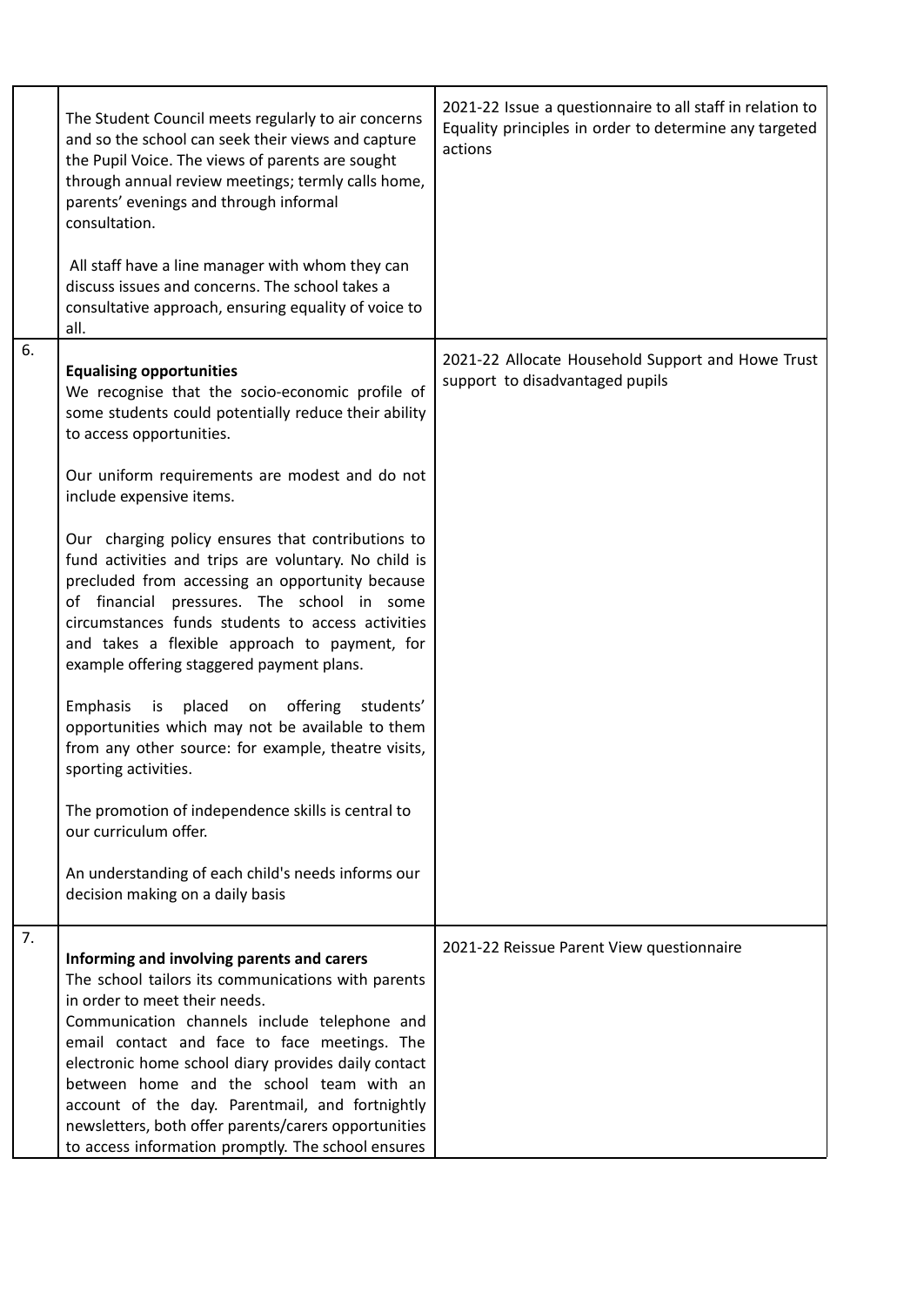| | | |
|---|---|---|
| | The Student Council meets regularly to air concerns and so the school can seek their views and capture the Pupil Voice. The views of parents are sought through annual review meetings; termly calls home, parents' evenings and through informal consultation.<br><br>All staff have a line manager with whom they can discuss issues and concerns. The school takes a consultative approach, ensuring equality of voice to all. | 2021-22 Issue a questionnaire to all staff in relation to Equality principles in order to determine any targeted actions |
| 6. | **Equalising opportunities**<br>We recognise that the socio-economic profile of some students could potentially reduce their ability to access opportunities.<br><br>Our uniform requirements are modest and do not include expensive items.<br><br>Our charging policy ensures that contributions to fund activities and trips are voluntary. No child is precluded from accessing an opportunity because of financial pressures. The school in some circumstances funds students to access activities and takes a flexible approach to payment, for example offering staggered payment plans.<br><br>Emphasis is placed on offering students' opportunities which may not be available to them from any other source: for example, theatre visits, sporting activities.<br><br>The promotion of independence skills is central to our curriculum offer.<br><br>An understanding of each child's needs informs our decision making on a daily basis | 2021-22 Allocate Household Support and Howe Trust support to disadvantaged pupils |
| 7. | **Informing and involving parents and carers**<br>The school tailors its communications with parents in order to meet their needs.<br>Communication channels include telephone and email contact and face to face meetings. The electronic home school diary provides daily contact between home and the school team with an account of the day. Parentmail, and fortnightly newsletters, both offer parents/carers opportunities to access information promptly. The school ensures | 2021-22 Reissue Parent View questionnaire |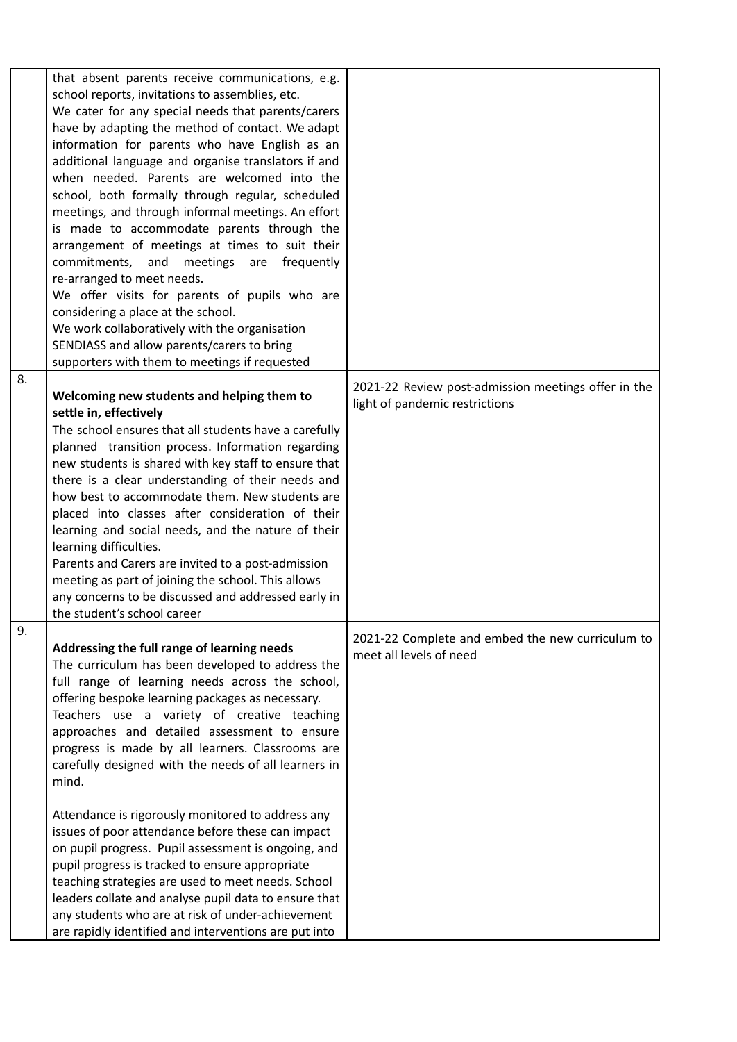| | | |
|---|---|---|
| | that absent parents receive communications, e.g. school reports, invitations to assemblies, etc.<br>We cater for any special needs that parents/carers have by adapting the method of contact. We adapt information for parents who have English as an additional language and organise translators if and when needed. Parents are welcomed into the school, both formally through regular, scheduled meetings, and through informal meetings. An effort is made to accommodate parents through the arrangement of meetings at times to suit their commitments, and meetings are frequently re-arranged to meet needs.<br>We offer visits for parents of pupils who are considering a place at the school.<br>We work collaboratively with the organisation SENDIASS and allow parents/carers to bring supporters with them to meetings if requested | |
| 8. | **Welcoming new students and helping them to settle in, effectively**<br>The school ensures that all students have a carefully planned transition process. Information regarding new students is shared with key staff to ensure that there is a clear understanding of their needs and how best to accommodate them. New students are placed into classes after consideration of their learning and social needs, and the nature of their learning difficulties.<br>Parents and Carers are invited to a post-admission meeting as part of joining the school. This allows any concerns to be discussed and addressed early in the student's school career | 2021-22 Review post-admission meetings offer in the light of pandemic restrictions |
| 9. | **Addressing the full range of learning needs**<br>The curriculum has been developed to address the full range of learning needs across the school, offering bespoke learning packages as necessary. Teachers use a variety of creative teaching approaches and detailed assessment to ensure progress is made by all learners. Classrooms are carefully designed with the needs of all learners in mind.<br><br>Attendance is rigorously monitored to address any issues of poor attendance before these can impact on pupil progress. Pupil assessment is ongoing, and pupil progress is tracked to ensure appropriate teaching strategies are used to meet needs. School leaders collate and analyse pupil data to ensure that any students who are at risk of under-achievement are rapidly identified and interventions are put into | 2021-22 Complete and embed the new curriculum to meet all levels of need |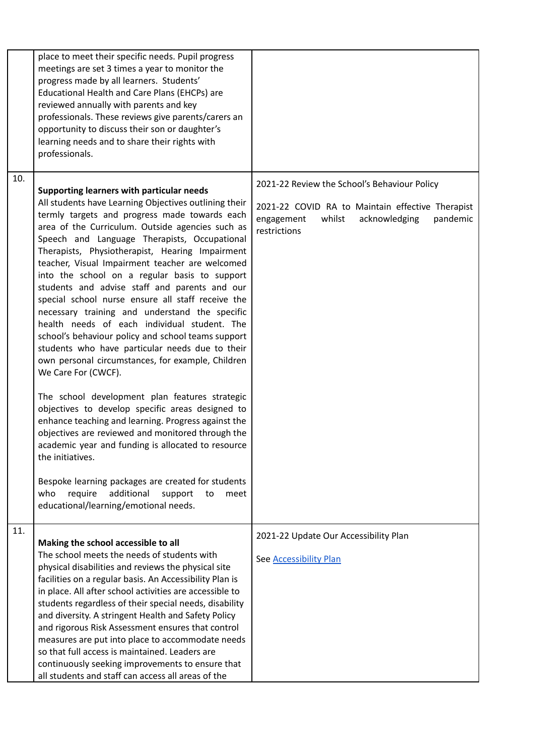| | | |
|---|---|---|
| | place to meet their specific needs. Pupil progress meetings are set 3 times a year to monitor the progress made by all learners. Students' Educational Health and Care Plans (EHCPs) are reviewed annually with parents and key professionals. These reviews give parents/carers an opportunity to discuss their son or daughter's learning needs and to share their rights with professionals. | |
| 10. | **Supporting learners with particular needs**<br>All students have Learning Objectives outlining their termly targets and progress made towards each area of the Curriculum. Outside agencies such as Speech and Language Therapists, Occupational Therapists, Physiotherapist, Hearing Impairment teacher, Visual Impairment teacher are welcomed into the school on a regular basis to support students and advise staff and parents and our special school nurse ensure all staff receive the necessary training and understand the specific health needs of each individual student. The school's behaviour policy and school teams support students who have particular needs due to their own personal circumstances, for example, Children We Care For (CWCF).<br><br>The school development plan features strategic objectives to develop specific areas designed to enhance teaching and learning. Progress against the objectives are reviewed and monitored through the academic year and funding is allocated to resource the initiatives.<br><br>Bespoke learning packages are created for students who require additional support to meet educational/learning/emotional needs. | 2021-22 Review the School's Behaviour Policy<br><br>2021-22 COVID RA to Maintain effective Therapist engagement whilst acknowledging pandemic restrictions |
| 11. | **Making the school accessible to all**<br>The school meets the needs of students with physical disabilities and reviews the physical site facilities on a regular basis. An Accessibility Plan is in place. All after school activities are accessible to students regardless of their special needs, disability and diversity. A stringent Health and Safety Policy and rigorous Risk Assessment ensures that control measures are put into place to accommodate needs so that full access is maintained. Leaders are continuously seeking improvements to ensure that all students and staff can access all areas of the | 2021-22 Update Our Accessibility Plan<br><br>See [Accessibility Plan]() |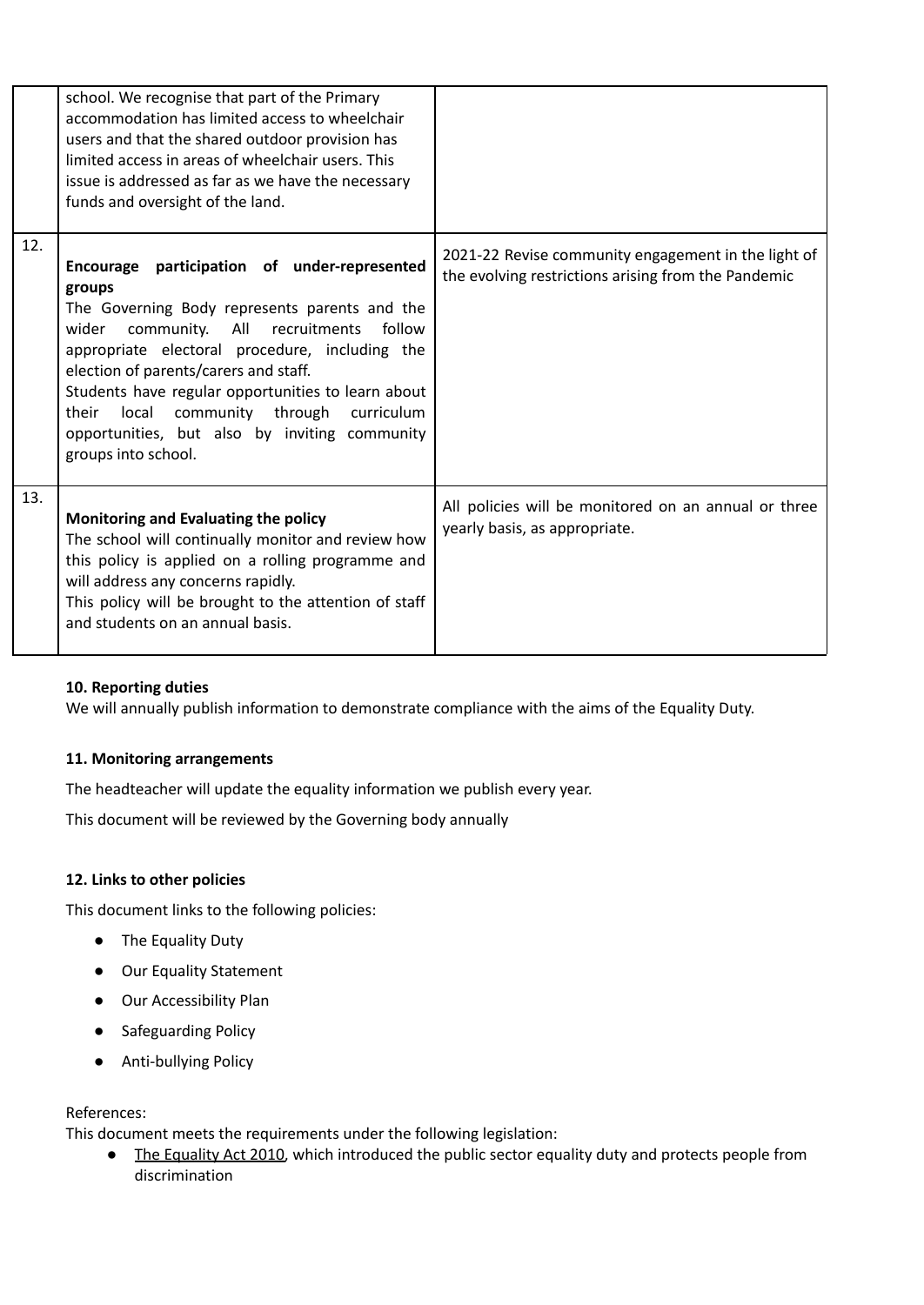|  |  |  |
| --- | --- | --- |
|  | school. We recognise that part of the Primary accommodation has limited access to wheelchair users and that the shared outdoor provision has limited access in areas of wheelchair users. This issue is addressed as far as we have the necessary funds and oversight of the land. |  |
| 12. | **Encourage participation of under-represented groups**<br>The Governing Body represents parents and the wider community. All recruitments follow appropriate electoral procedure, including the election of parents/carers and staff.<br>Students have regular opportunities to learn about their local community through curriculum opportunities, but also by inviting community groups into school. | 2021-22 Revise community engagement in the light of the evolving restrictions arising from the Pandemic |
| 13. | **Monitoring and Evaluating the policy**<br>The school will continually monitor and review how this policy is applied on a rolling programme and will address any concerns rapidly.<br>This policy will be brought to the attention of staff and students on an annual basis. | All policies will be monitored on an annual or three yearly basis, as appropriate. |

**10. Reporting duties**

We will annually publish information to demonstrate compliance with the aims of the Equality Duty.

**11. Monitoring arrangements**

The headteacher will update the equality information we publish every year.

This document will be reviewed by the Governing body annually

**12. Links to other policies**

This document links to the following policies:

- The Equality Duty
- Our Equality Statement
- Our Accessibility Plan
- Safeguarding Policy
- Anti-bullying Policy

References:

This document meets the requirements under the following legislation:

- The Equality Act 2010, which introduced the public sector equality duty and protects people from discrimination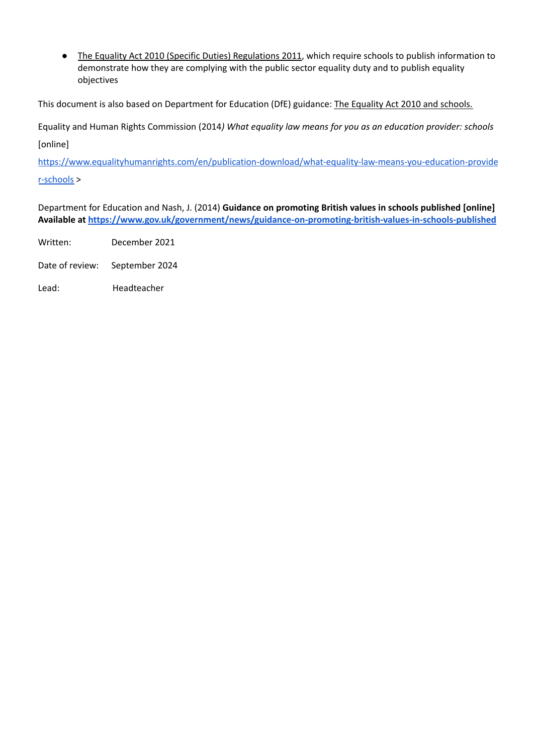- The Equality Act 2010 (Specific Duties) Regulations 2011, which require schools to publish information to demonstrate how they are complying with the public sector equality duty and to publish equality objectives

This document is also based on Department for Education (DfE) guidance: The Equality Act 2010 and schools.

Equality and Human Rights Commission (2014*) What equality law means for you as an education provider: schools* [online] https://www.equalityhumanrights.com/en/publication-download/what-equality-law-means-you-education-provider-schools >

Department for Education and Nash, J. (2014) **Guidance on promoting British values in schools published [online] Available at https://www.gov.uk/government/news/guidance-on-promoting-british-values-in-schools-published**

Written: December 2021

Date of review: September 2024

Lead: Headteacher